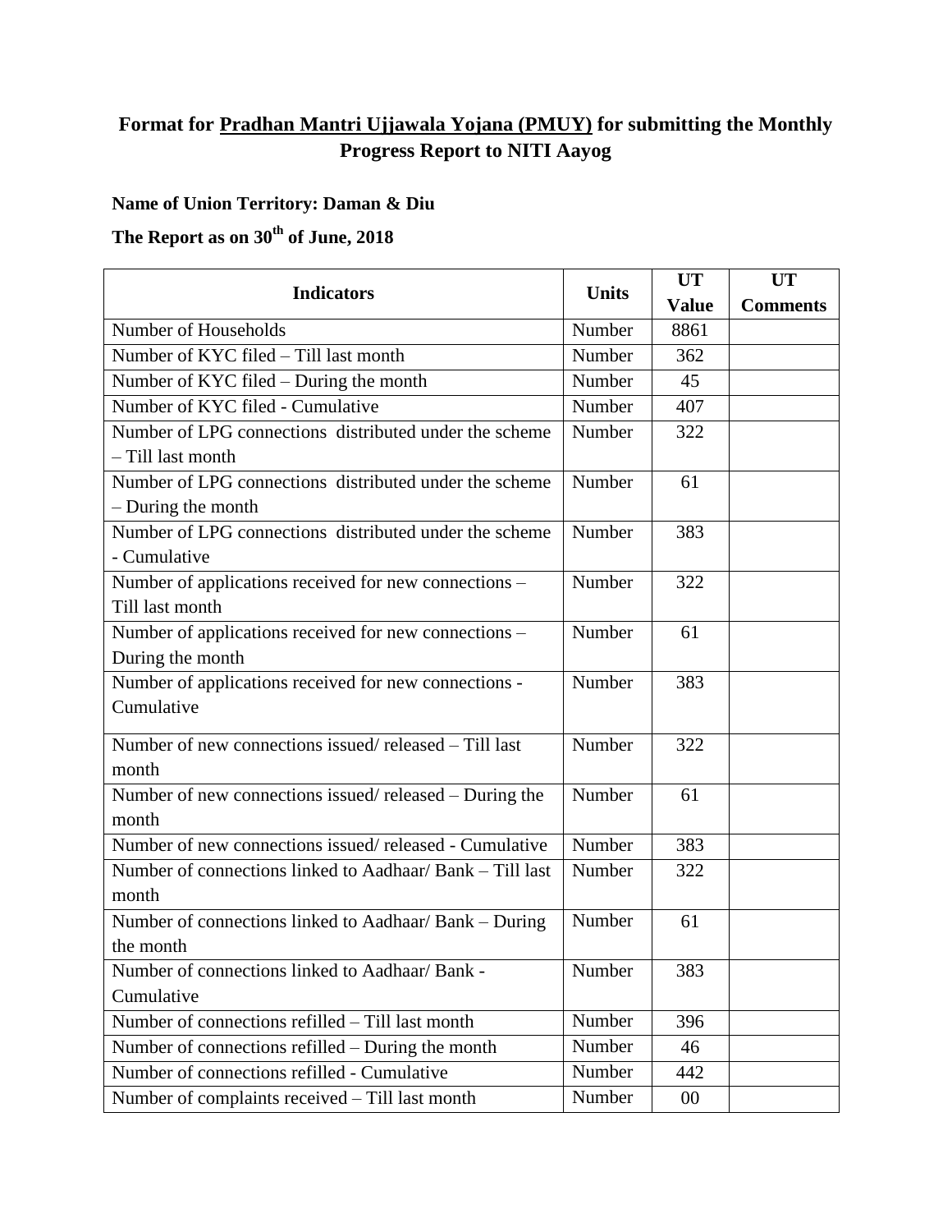# Format for Pradhan Mantri Ujjawala Yojana (PMUY) for submitting the Monthly Progress Report to NITI Aayog

**Name of Union Territory: Daman & Diu**

**The Report as on 30th of June, 2018**

| Indicators | Units | UT Value | UT Comments |
|---|---|---|---|
| Number of Households | Number | 8861 | |
| Number of KYC filed – Till last month | Number | 362 | |
| Number of KYC filed – During the month | Number | 45 | |
| Number of KYC filed - Cumulative | Number | 407 | |
| Number of LPG connections distributed under the scheme – Till last month | Number | 322 | |
| Number of LPG connections distributed under the scheme – During the month | Number | 61 | |
| Number of LPG connections distributed under the scheme - Cumulative | Number | 383 | |
| Number of applications received for new connections – Till last month | Number | 322 | |
| Number of applications received for new connections – During the month | Number | 61 | |
| Number of applications received for new connections - Cumulative | Number | 383 | |
| Number of new connections issued/ released – Till last month | Number | 322 | |
| Number of new connections issued/ released – During the month | Number | 61 | |
| Number of new connections issued/ released - Cumulative | Number | 383 | |
| Number of connections linked to Aadhaar/ Bank – Till last month | Number | 322 | |
| Number of connections linked to Aadhaar/ Bank – During the month | Number | 61 | |
| Number of connections linked to Aadhaar/ Bank - Cumulative | Number | 383 | |
| Number of connections refilled – Till last month | Number | 396 | |
| Number of connections refilled – During the month | Number | 46 | |
| Number of connections refilled - Cumulative | Number | 442 | |
| Number of complaints received – Till last month | Number | 00 | |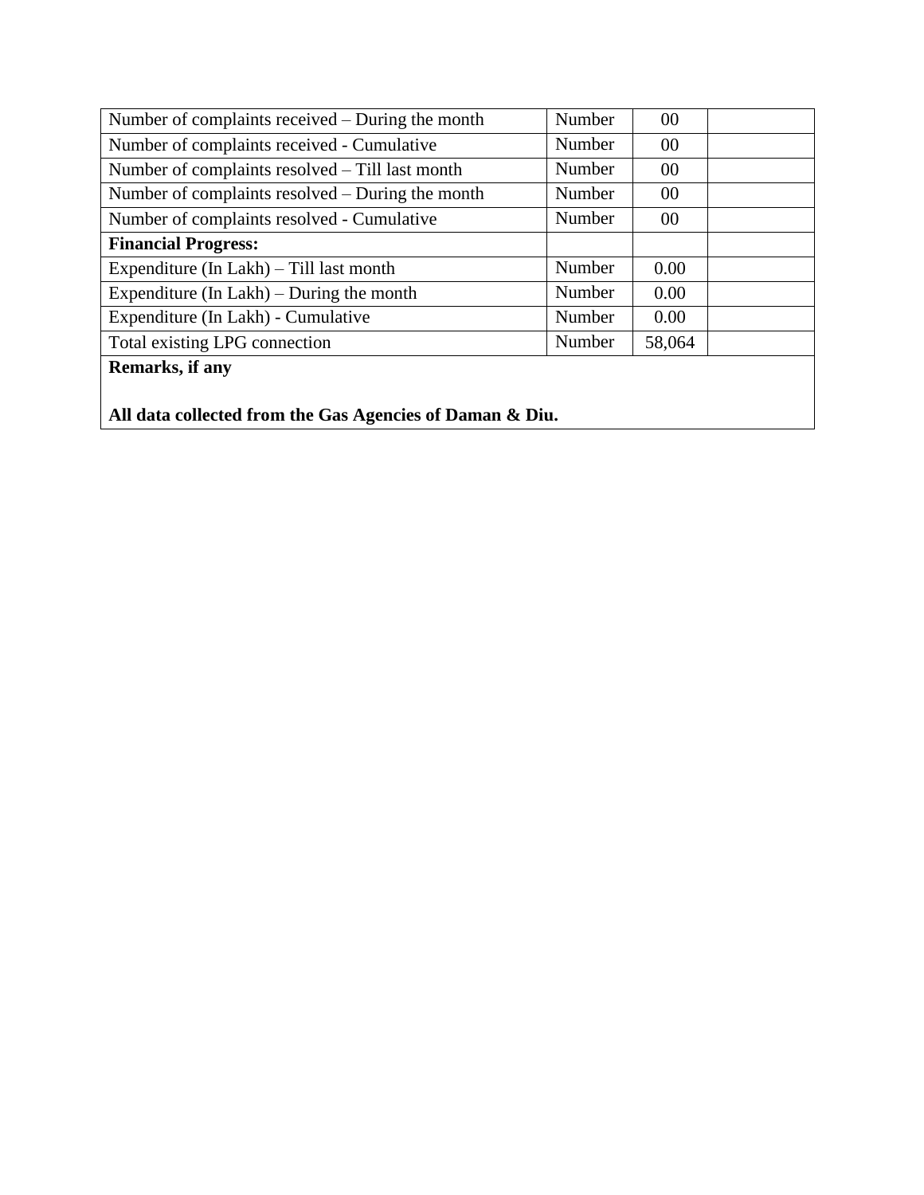| | | | |
|---|---|---|---|
| Number of complaints received – During the month | Number | 00 | |
| Number of complaints received - Cumulative | Number | 00 | |
| Number of complaints resolved – Till last month | Number | 00 | |
| Number of complaints resolved – During the month | Number | 00 | |
| Number of complaints resolved - Cumulative | Number | 00 | |
| **Financial Progress:** | | | |
| Expenditure (In Lakh) – Till last month | Number | 0.00 | |
| Expenditure (In Lakh) – During the month | Number | 0.00 | |
| Expenditure (In Lakh) - Cumulative | Number | 0.00 | |
| Total existing LPG connection | Number | 58,064 | |
| **Remarks, if any**<br><br>**All data collected from the Gas Agencies of Daman & Diu.** | | | |